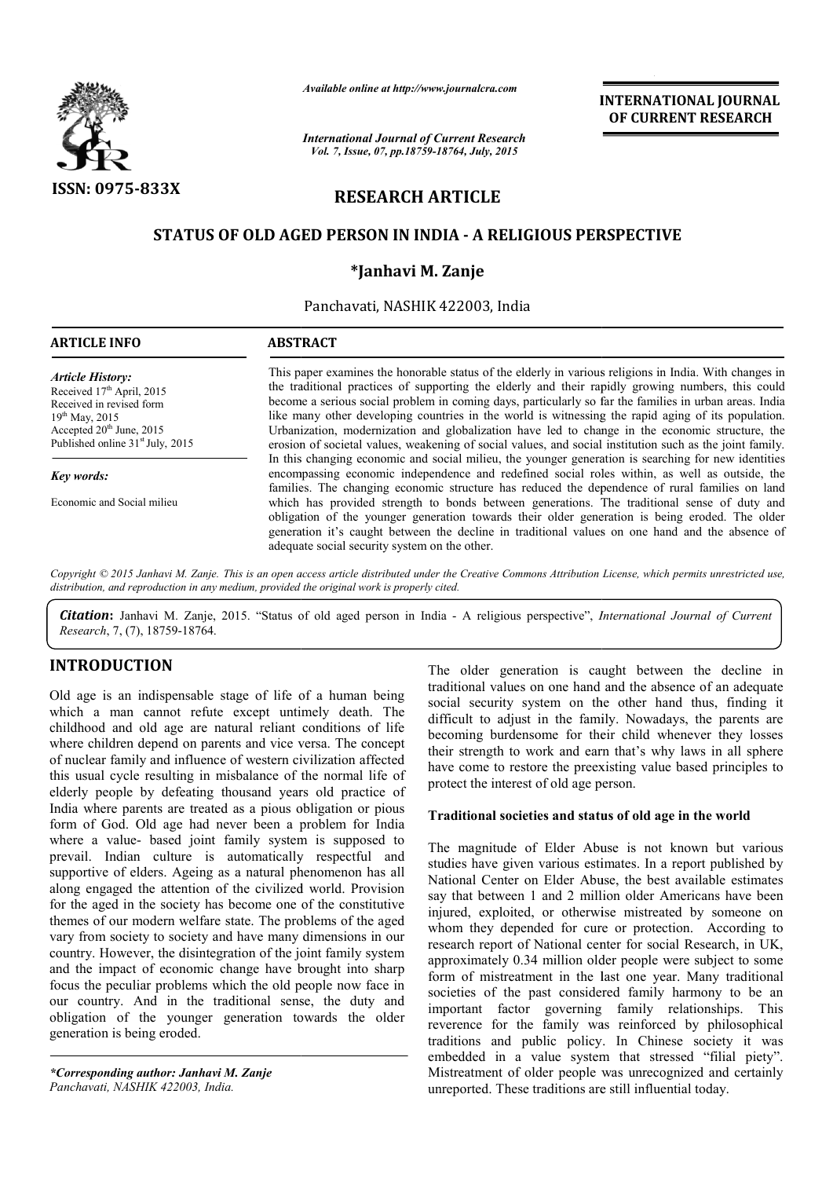ISSN: 0975-833X

*Available online at http://www.journalcra.com*

*International Journal of Current Research*
*Vol. 7, Issue, 07, pp.18759-18764, July, 2015*

**INTERNATIONAL JOURNAL OF CURRENT RESEARCH**

# RESEARCH ARTICLE

## STATUS OF OLD AGED PERSON IN INDIA - A RELIGIOUS PERSPECTIVE

**\*Janhavi M. Zanje**

Panchavati, NASHIK 422003, India

**ARTICLE INFO**

*Article History:*
Received 17th April, 2015
Received in revised form
19th May, 2015
Accepted 20th June, 2015
Published online 31st July, 2015

*Key words:*

Economic and Social milieu

**ABSTRACT**

This paper examines the honorable status of the elderly in various religions in India. With changes in the traditional practices of supporting the elderly and their rapidly growing numbers, this could become a serious social problem in coming days, particularly so far the families in urban areas. India like many other developing countries in the world is witnessing the rapid aging of its population. Urbanization, modernization and globalization have led to change in the economic structure, the erosion of societal values, weakening of social values, and social institution such as the joint family. In this changing economic and social milieu, the younger generation is searching for new identities encompassing economic independence and redefined social roles within, as well as outside, the families. The changing economic structure has reduced the dependence of rural families on land which has provided strength to bonds between generations. The traditional sense of duty and obligation of the younger generation towards their older generation is being eroded. The older generation it's caught between the decline in traditional values on one hand and the absence of adequate social security system on the other.

*Copyright © 2015 Janhavi M. Zanje. This is an open access article distributed under the Creative Commons Attribution License, which permits unrestricted use, distribution, and reproduction in any medium, provided the original work is properly cited.*

***Citation*:** Janhavi M. Zanje, 2015. "Status of old aged person in India - A religious perspective", *International Journal of Current Research*, 7, (7), 18759-18764.

## INTRODUCTION

Old age is an indispensable stage of life of a human being which a man cannot refute except untimely death. The childhood and old age are natural reliant conditions of life where children depend on parents and vice versa. The concept of nuclear family and influence of western civilization affected this usual cycle resulting in misbalance of the normal life of elderly people by defeating thousand years old practice of India where parents are treated as a pious obligation or pious form of God. Old age had never been a problem for India where a value- based joint family system is supposed to prevail. Indian culture is automatically respectful and supportive of elders. Ageing as a natural phenomenon has all along engaged the attention of the civilized world. Provision for the aged in the society has become one of the constitutive themes of our modern welfare state. The problems of the aged vary from society to society and have many dimensions in our country. However, the disintegration of the joint family system and the impact of economic change have brought into sharp focus the peculiar problems which the old people now face in our country. And in the traditional sense, the duty and obligation of the younger generation towards the older generation is being eroded.

*\*Corresponding author: Janhavi M. Zanje*
*Panchavati, NASHIK 422003, India.*

The older generation is caught between the decline in traditional values on one hand and the absence of an adequate social security system on the other hand thus, finding it difficult to adjust in the family. Nowadays, the parents are becoming burdensome for their child whenever they losses their strength to work and earn that's why laws in all sphere have come to restore the preexisting value based principles to protect the interest of old age person.

### Traditional societies and status of old age in the world

The magnitude of Elder Abuse is not known but various studies have given various estimates. In a report published by National Center on Elder Abuse, the best available estimates say that between 1 and 2 million older Americans have been injured, exploited, or otherwise mistreated by someone on whom they depended for cure or protection. According to research report of National center for social Research, in UK, approximately 0.34 million older people were subject to some form of mistreatment in the last one year. Many traditional societies of the past considered family harmony to be an important factor governing family relationships. This reverence for the family was reinforced by philosophical traditions and public policy. In Chinese society it was embedded in a value system that stressed "filial piety". Mistreatment of older people was unrecognized and certainly unreported. These traditions are still influential today.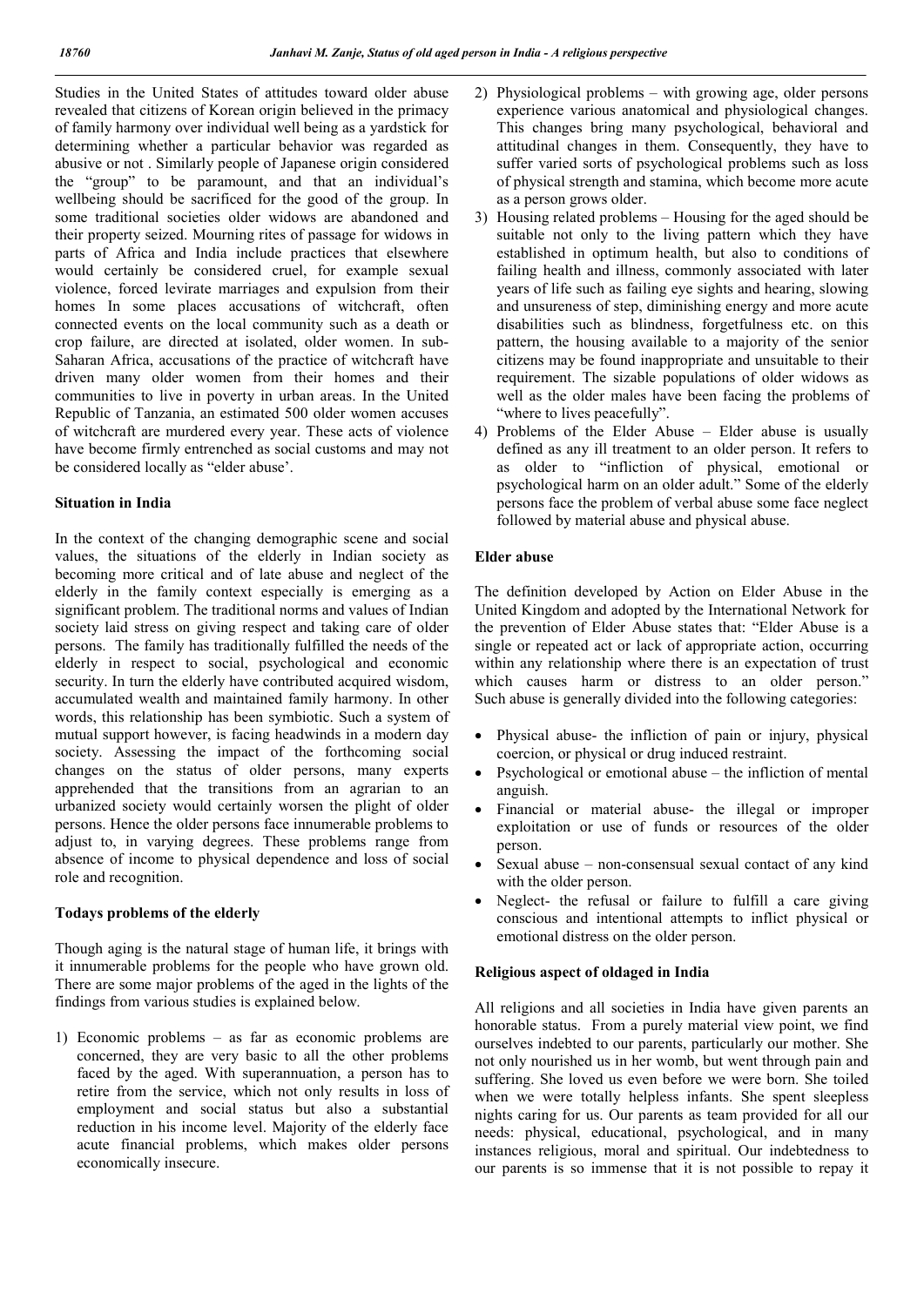Studies in the United States of attitudes toward older abuse revealed that citizens of Korean origin believed in the primacy of family harmony over individual well being as a yardstick for determining whether a particular behavior was regarded as abusive or not . Similarly people of Japanese origin considered the "group" to be paramount, and that an individual's wellbeing should be sacrificed for the good of the group. In some traditional societies older widows are abandoned and their property seized. Mourning rites of passage for widows in parts of Africa and India include practices that elsewhere would certainly be considered cruel, for example sexual violence, forced levirate marriages and expulsion from their homes In some places accusations of witchcraft, often connected events on the local community such as a death or crop failure, are directed at isolated, older women. In sub-Saharan Africa, accusations of the practice of witchcraft have driven many older women from their homes and their communities to live in poverty in urban areas. In the United Republic of Tanzania, an estimated 500 older women accuses of witchcraft are murdered every year. These acts of violence have become firmly entrenched as social customs and may not be considered locally as "elder abuse'.

## Situation in India

In the context of the changing demographic scene and social values, the situations of the elderly in Indian society as becoming more critical and of late abuse and neglect of the elderly in the family context especially is emerging as a significant problem. The traditional norms and values of Indian society laid stress on giving respect and taking care of older persons. The family has traditionally fulfilled the needs of the elderly in respect to social, psychological and economic security. In turn the elderly have contributed acquired wisdom, accumulated wealth and maintained family harmony. In other words, this relationship has been symbiotic. Such a system of mutual support however, is facing headwinds in a modern day society. Assessing the impact of the forthcoming social changes on the status of older persons, many experts apprehended that the transitions from an agrarian to an urbanized society would certainly worsen the plight of older persons. Hence the older persons face innumerable problems to adjust to, in varying degrees. These problems range from absence of income to physical dependence and loss of social role and recognition.

## Todays problems of the elderly

Though aging is the natural stage of human life, it brings with it innumerable problems for the people who have grown old. There are some major problems of the aged in the lights of the findings from various studies is explained below.

1) Economic problems – as far as economic problems are concerned, they are very basic to all the other problems faced by the aged. With superannuation, a person has to retire from the service, which not only results in loss of employment and social status but also a substantial reduction in his income level. Majority of the elderly face acute financial problems, which makes older persons economically insecure.
2) Physiological problems – with growing age, older persons experience various anatomical and physiological changes. This changes bring many psychological, behavioral and attitudinal changes in them. Consequently, they have to suffer varied sorts of psychological problems such as loss of physical strength and stamina, which become more acute as a person grows older.
3) Housing related problems – Housing for the aged should be suitable not only to the living pattern which they have established in optimum health, but also to conditions of failing health and illness, commonly associated with later years of life such as failing eye sights and hearing, slowing and unsureness of step, diminishing energy and more acute disabilities such as blindness, forgetfulness etc. on this pattern, the housing available to a majority of the senior citizens may be found inappropriate and unsuitable to their requirement. The sizable populations of older widows as well as the older males have been facing the problems of "where to lives peacefully".
4) Problems of the Elder Abuse – Elder abuse is usually defined as any ill treatment to an older person. It refers to as older to "infliction of physical, emotional or psychological harm on an older adult." Some of the elderly persons face the problem of verbal abuse some face neglect followed by material abuse and physical abuse.

## Elder abuse

The definition developed by Action on Elder Abuse in the United Kingdom and adopted by the International Network for the prevention of Elder Abuse states that: "Elder Abuse is a single or repeated act or lack of appropriate action, occurring within any relationship where there is an expectation of trust which causes harm or distress to an older person." Such abuse is generally divided into the following categories:

- Physical abuse- the infliction of pain or injury, physical coercion, or physical or drug induced restraint.
- Psychological or emotional abuse – the infliction of mental anguish.
- Financial or material abuse- the illegal or improper exploitation or use of funds or resources of the older person.
- Sexual abuse – non-consensual sexual contact of any kind with the older person.
- Neglect- the refusal or failure to fulfill a care giving conscious and intentional attempts to inflict physical or emotional distress on the older person.

## Religious aspect of oldaged in India

All religions and all societies in India have given parents an honorable status. From a purely material view point, we find ourselves indebted to our parents, particularly our mother. She not only nourished us in her womb, but went through pain and suffering. She loved us even before we were born. She toiled when we were totally helpless infants. She spent sleepless nights caring for us. Our parents as team provided for all our needs: physical, educational, psychological, and in many instances religious, moral and spiritual. Our indebtedness to our parents is so immense that it is not possible to repay it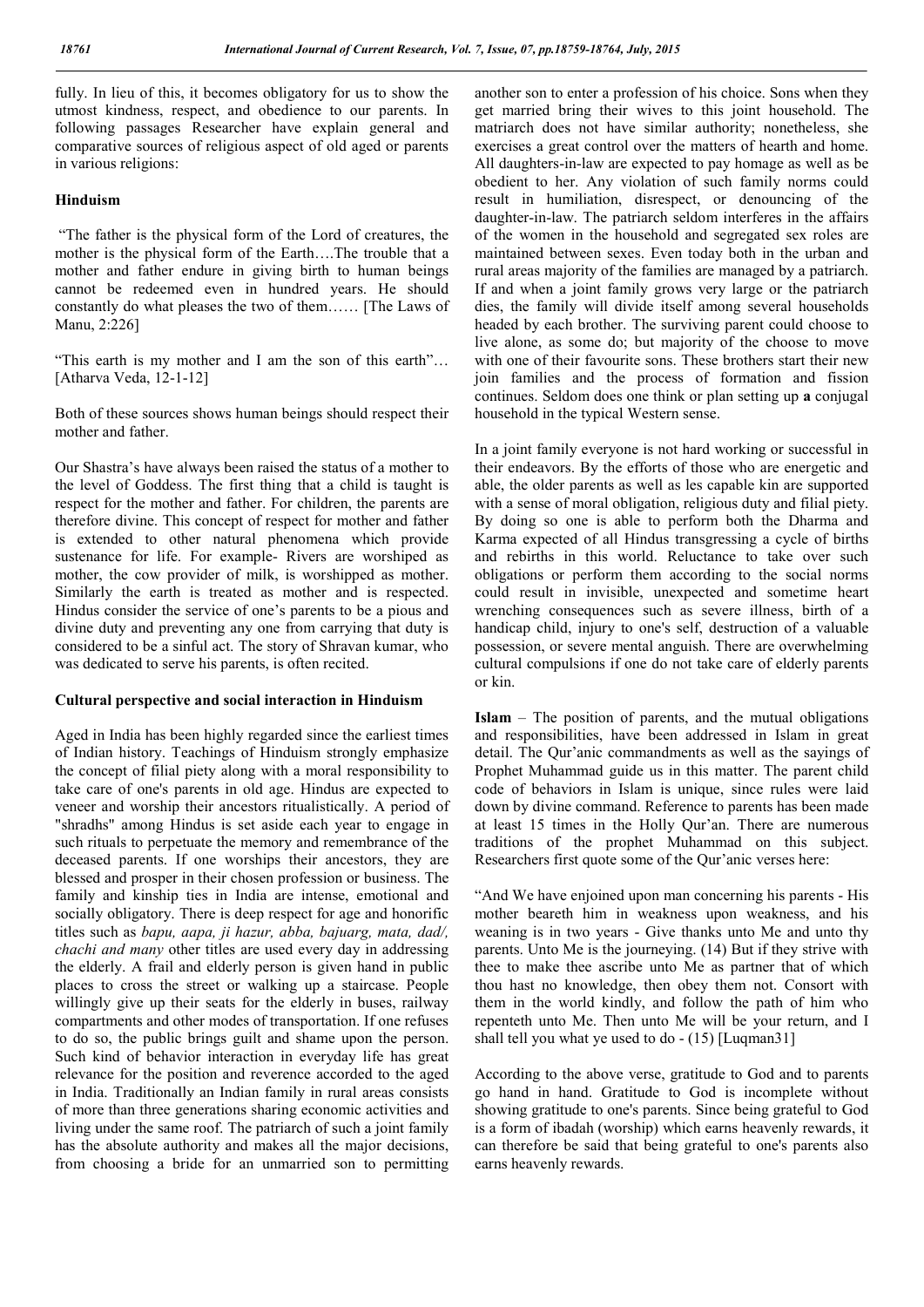fully. In lieu of this, it becomes obligatory for us to show the utmost kindness, respect, and obedience to our parents. In following passages Researcher have explain general and comparative sources of religious aspect of old aged or parents in various religions:

## Hinduism

"The father is the physical form of the Lord of creatures, the mother is the physical form of the Earth….The trouble that a mother and father endure in giving birth to human beings cannot be redeemed even in hundred years. He should constantly do what pleases the two of them…… [The Laws of Manu, 2:226]

"This earth is my mother and I am the son of this earth"… [Atharva Veda, 12-1-12]

Both of these sources shows human beings should respect their mother and father.

Our Shastra's have always been raised the status of a mother to the level of Goddess. The first thing that a child is taught is respect for the mother and father. For children, the parents are therefore divine. This concept of respect for mother and father is extended to other natural phenomena which provide sustenance for life. For example- Rivers are worshiped as mother, the cow provider of milk, is worshipped as mother. Similarly the earth is treated as mother and is respected. Hindus consider the service of one's parents to be a pious and divine duty and preventing any one from carrying that duty is considered to be a sinful act. The story of Shravan kumar, who was dedicated to serve his parents, is often recited.

## Cultural perspective and social interaction in Hinduism

Aged in India has been highly regarded since the earliest times of Indian history. Teachings of Hinduism strongly emphasize the concept of filial piety along with a moral responsibility to take care of one's parents in old age. Hindus are expected to veneer and worship their ancestors ritualistically. A period of "shradhs" among Hindus is set aside each year to engage in such rituals to perpetuate the memory and remembrance of the deceased parents. If one worships their ancestors, they are blessed and prosper in their chosen profession or business. The family and kinship ties in India are intense, emotional and socially obligatory. There is deep respect for age and honorific titles such as *bapu, aapa, ji hazur, abba, bajuarg, mata, dad/, chachi and many* other titles are used every day in addressing the elderly. A frail and elderly person is given hand in public places to cross the street or walking up a staircase. People willingly give up their seats for the elderly in buses, railway compartments and other modes of transportation. If one refuses to do so, the public brings guilt and shame upon the person. Such kind of behavior interaction in everyday life has great relevance for the position and reverence accorded to the aged in India. Traditionally an Indian family in rural areas consists of more than three generations sharing economic activities and living under the same roof. The patriarch of such a joint family has the absolute authority and makes all the major decisions, from choosing a bride for an unmarried son to permitting another son to enter a profession of his choice. Sons when they get married bring their wives to this joint household. The matriarch does not have similar authority; nonetheless, she exercises a great control over the matters of hearth and home. All daughters-in-law are expected to pay homage as well as be obedient to her. Any violation of such family norms could result in humiliation, disrespect, or denouncing of the daughter-in-law. The patriarch seldom interferes in the affairs of the women in the household and segregated sex roles are maintained between sexes. Even today both in the urban and rural areas majority of the families are managed by a patriarch. If and when a joint family grows very large or the patriarch dies, the family will divide itself among several households headed by each brother. The surviving parent could choose to live alone, as some do; but majority of the choose to move with one of their favourite sons. These brothers start their new join families and the process of formation and fission continues. Seldom does one think or plan setting up **a** conjugal household in the typical Western sense.

In a joint family everyone is not hard working or successful in their endeavors. By the efforts of those who are energetic and able, the older parents as well as les capable kin are supported with a sense of moral obligation, religious duty and filial piety. By doing so one is able to perform both the Dharma and Karma expected of all Hindus transgressing a cycle of births and rebirths in this world. Reluctance to take over such obligations or perform them according to the social norms could result in invisible, unexpected and sometime heart wrenching consequences such as severe illness, birth of a handicap child, injury to one's self, destruction of a valuable possession, or severe mental anguish. There are overwhelming cultural compulsions if one do not take care of elderly parents or kin.

**Islam** – The position of parents, and the mutual obligations and responsibilities, have been addressed in Islam in great detail. The Qur'anic commandments as well as the sayings of Prophet Muhammad guide us in this matter. The parent child code of behaviors in Islam is unique, since rules were laid down by divine command. Reference to parents has been made at least 15 times in the Holly Qur'an. There are numerous traditions of the prophet Muhammad on this subject. Researchers first quote some of the Qur'anic verses here:

"And We have enjoined upon man concerning his parents - His mother beareth him in weakness upon weakness, and his weaning is in two years - Give thanks unto Me and unto thy parents. Unto Me is the journeying. (14) But if they strive with thee to make thee ascribe unto Me as partner that of which thou hast no knowledge, then obey them not. Consort with them in the world kindly, and follow the path of him who repenteth unto Me. Then unto Me will be your return, and I shall tell you what ye used to do - (15) [Luqman31]

According to the above verse, gratitude to God and to parents go hand in hand. Gratitude to God is incomplete without showing gratitude to one's parents. Since being grateful to God is a form of ibadah (worship) which earns heavenly rewards, it can therefore be said that being grateful to one's parents also earns heavenly rewards.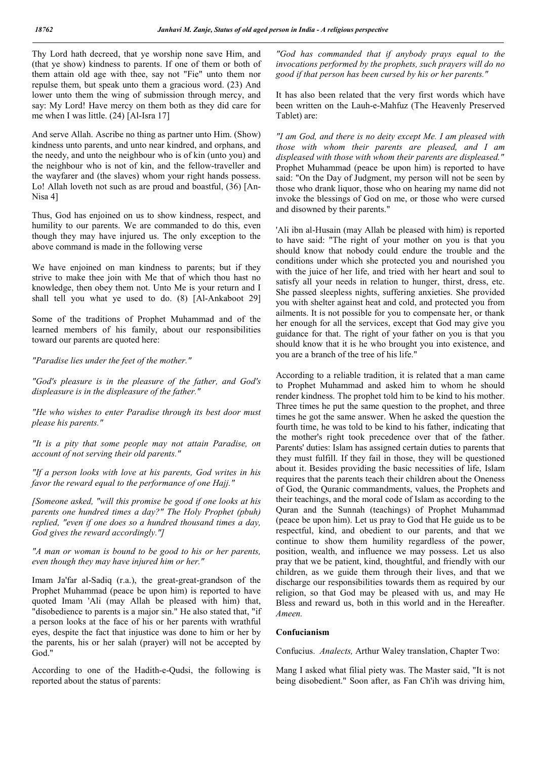Thy Lord hath decreed, that ye worship none save Him, and (that ye show) kindness to parents. If one of them or both of them attain old age with thee, say not "Fie" unto them nor repulse them, but speak unto them a gracious word. (23) And lower unto them the wing of submission through mercy, and say: My Lord! Have mercy on them both as they did care for me when I was little. (24) [Al-Isra 17]

And serve Allah. Ascribe no thing as partner unto Him. (Show) kindness unto parents, and unto near kindred, and orphans, and the needy, and unto the neighbour who is of kin (unto you) and the neighbour who is not of kin, and the fellow-traveller and the wayfarer and (the slaves) whom your right hands possess. Lo! Allah loveth not such as are proud and boastful, (36) [An-Nisa 4]

Thus, God has enjoined on us to show kindness, respect, and humility to our parents. We are commanded to do this, even though they may have injured us. The only exception to the above command is made in the following verse

We have enjoined on man kindness to parents; but if they strive to make thee join with Me that of which thou hast no knowledge, then obey them not. Unto Me is your return and I shall tell you what ye used to do. (8) [Al-Ankaboot 29]

Some of the traditions of Prophet Muhammad and of the learned members of his family, about our responsibilities toward our parents are quoted here:

*"Paradise lies under the feet of the mother."*

*"God's pleasure is in the pleasure of the father, and God's displeasure is in the displeasure of the father."*

*"He who wishes to enter Paradise through its best door must please his parents."*

*"It is a pity that some people may not attain Paradise, on account of not serving their old parents."*

*"If a person looks with love at his parents, God writes in his favor the reward equal to the performance of one Hajj."*

*[Someone asked, "will this promise be good if one looks at his parents one hundred times a day?" The Holy Prophet (pbuh) replied, "even if one does so a hundred thousand times a day, God gives the reward accordingly."]*

*"A man or woman is bound to be good to his or her parents, even though they may have injured him or her."*

Imam Ja'far al-Sadiq (r.a.), the great-great-grandson of the Prophet Muhammad (peace be upon him) is reported to have quoted Imam 'Ali (may Allah be pleased with him) that, "disobedience to parents is a major sin." He also stated that, "if a person looks at the face of his or her parents with wrathful eyes, despite the fact that injustice was done to him or her by the parents, his or her salah (prayer) will not be accepted by God."

According to one of the Hadith-e-Qudsi, the following is reported about the status of parents:

*"God has commanded that if anybody prays equal to the invocations performed by the prophets, such prayers will do no good if that person has been cursed by his or her parents."*

It has also been related that the very first words which have been written on the Lauh-e-Mahfuz (The Heavenly Preserved Tablet) are:

*"I am God, and there is no deity except Me. I am pleased with those with whom their parents are pleased, and I am displeased with those with whom their parents are displeased."* Prophet Muhammad (peace be upon him) is reported to have said: "On the Day of Judgment, my person will not be seen by those who drank liquor, those who on hearing my name did not invoke the blessings of God on me, or those who were cursed and disowned by their parents."

'Ali ibn al-Husain (may Allah be pleased with him) is reported to have said: "The right of your mother on you is that you should know that nobody could endure the trouble and the conditions under which she protected you and nourished you with the juice of her life, and tried with her heart and soul to satisfy all your needs in relation to hunger, thirst, dress, etc. She passed sleepless nights, suffering anxieties. She provided you with shelter against heat and cold, and protected you from ailments. It is not possible for you to compensate her, or thank her enough for all the services, except that God may give you guidance for that. The right of your father on you is that you should know that it is he who brought you into existence, and you are a branch of the tree of his life."

According to a reliable tradition, it is related that a man came to Prophet Muhammad and asked him to whom he should render kindness. The prophet told him to be kind to his mother. Three times he put the same question to the prophet, and three times he got the same answer. When he asked the question the fourth time, he was told to be kind to his father, indicating that the mother's right took precedence over that of the father. Parents' duties: Islam has assigned certain duties to parents that they must fulfill. If they fail in those, they will be questioned about it. Besides providing the basic necessities of life, Islam requires that the parents teach their children about the Oneness of God, the Quranic commandments, values, the Prophets and their teachings, and the moral code of Islam as according to the Quran and the Sunnah (teachings) of Prophet Muhammad (peace be upon him). Let us pray to God that He guide us to be respectful, kind, and obedient to our parents, and that we continue to show them humility regardless of the power, position, wealth, and influence we may possess. Let us also pray that we be patient, kind, thoughtful, and friendly with our children, as we guide them through their lives, and that we discharge our responsibilities towards them as required by our religion, so that God may be pleased with us, and may He Bless and reward us, both in this world and in the Hereafter. *Ameen.*

**Confucianism**

Confucius. *Analects,* Arthur Waley translation, Chapter Two:

Mang I asked what filial piety was. The Master said, "It is not being disobedient." Soon after, as Fan Ch'ih was driving him,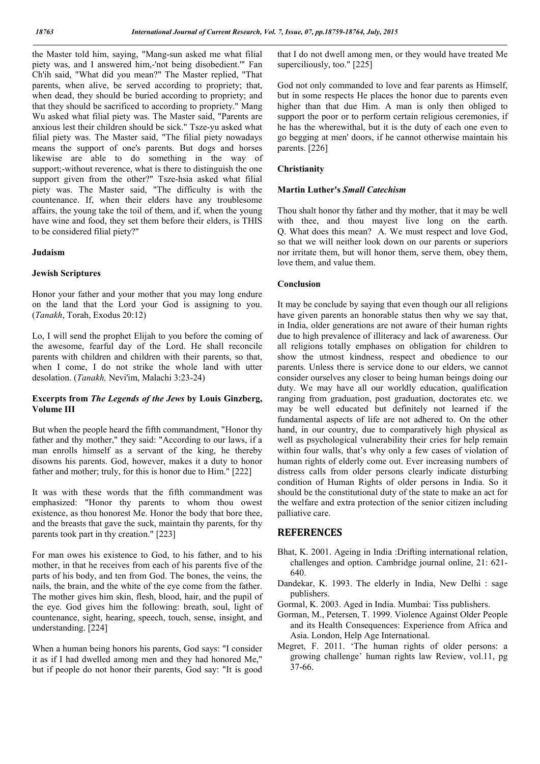the Master told him, saying, "Mang-sun asked me what filial piety was, and I answered him,-'not being disobedient.'" Fan Ch'ih said, "What did you mean?" The Master replied, "That parents, when alive, be served according to propriety; that, when dead, they should be buried according to propriety; and that they should be sacrificed to according to propriety." Mang Wu asked what filial piety was. The Master said, "Parents are anxious lest their children should be sick." Tsze-yu asked what filial piety was. The Master said, "The filial piety nowadays means the support of one's parents. But dogs and horses likewise are able to do something in the way of support;-without reverence, what is there to distinguish the one support given from the other?" Tsze-hsia asked what filial piety was. The Master said, "The difficulty is with the countenance. If, when their elders have any troublesome affairs, the young take the toil of them, and if, when the young have wine and food, they set them before their elders, is THIS to be considered filial piety?"

### Judaism

#### Jewish Scriptures

Honor your father and your mother that you may long endure on the land that the Lord your God is assigning to you. (*Tanakh*, Torah, Exodus 20:12)

Lo, I will send the prophet Elijah to you before the coming of the awesome, fearful day of the Lord. He shall reconcile parents with children and children with their parents, so that, when I come, I do not strike the whole land with utter desolation. (*Tanakh,* Nevi'im, Malachi 3:23-24)

#### Excerpts from *The Legends of the Jews* by Louis Ginzberg, Volume III

But when the people heard the fifth commandment, "Honor thy father and thy mother," they said: "According to our laws, if a man enrolls himself as a servant of the king, he thereby disowns his parents. God, however, makes it a duty to honor father and mother; truly, for this is honor due to Him." [222]

It was with these words that the fifth commandment was emphasized: "Honor thy parents to whom thou owest existence, as thou honorest Me. Honor the body that bore thee, and the breasts that gave the suck, maintain thy parents, for thy parents took part in thy creation." [223]

For man owes his existence to God, to his father, and to his mother, in that he receives from each of his parents five of the parts of his body, and ten from God. The bones, the veins, the nails, the brain, and the white of the eye come from the father. The mother gives him skin, flesh, blood, hair, and the pupil of the eye. God gives him the following: breath, soul, light of countenance, sight, hearing, speech, touch, sense, insight, and understanding. [224]

When a human being honors his parents, God says: "I consider it as if I had dwelled among men and they had honored Me," but if people do not honor their parents, God say: "It is good that I do not dwell among men, or they would have treated Me superciliously, too." [225]

God not only commanded to love and fear parents as Himself, but in some respects He places the honor due to parents even higher than that due Him. A man is only then obliged to support the poor or to perform certain religious ceremonies, if he has the wherewithal, but it is the duty of each one even to go begging at men' doors, if he cannot otherwise maintain his parents. [226]

### Christianity

#### Martin Luther's *Small Catechism*

Thou shalt honor thy father and thy mother, that it may be well with thee, and thou mayest live long on the earth. Q. What does this mean? A. We must respect and love God, so that we will neither look down on our parents or superiors nor irritate them, but will honor them, serve them, obey them, love them, and value them.

## Conclusion

It may be conclude by saying that even though our all religions have given parents an honorable status then why we say that, in India, older generations are not aware of their human rights due to high prevalence of illiteracy and lack of awareness. Our all religions totally emphases on obligation for children to show the utmost kindness, respect and obedience to our parents. Unless there is service done to our elders, we cannot consider ourselves any closer to being human beings doing our duty. We may have all our worldly education, qualification ranging from graduation, post graduation, doctorates etc. we may be well educated but definitely not learned if the fundamental aspects of life are not adhered to. On the other hand, in our country, due to comparatively high physical as well as psychological vulnerability their cries for help remain within four walls, that's why only a few cases of violation of human rights of elderly come out. Ever increasing numbers of distress calls from older persons clearly indicate disturbing condition of Human Rights of older persons in India. So it should be the constitutional duty of the state to make an act for the welfare and extra protection of the senior citizen including palliative care.

## REFERENCES

- Bhat, K. 2001. Ageing in India :Drifting international relation, challenges and option. Cambridge journal online, 21: 621-640.
- Dandekar, K. 1993. The elderly in India, New Delhi : sage publishers.
- Gormal, K. 2003. Aged in India. Mumbai: Tiss publishers.
- Gorman, M., Petersen, T. 1999. Violence Against Older People and its Health Consequences: Experience from Africa and Asia. London, Help Age International.
- Megret, F. 2011. 'The human rights of older persons: a growing challenge' human rights law Review, vol.11, pg 37-66.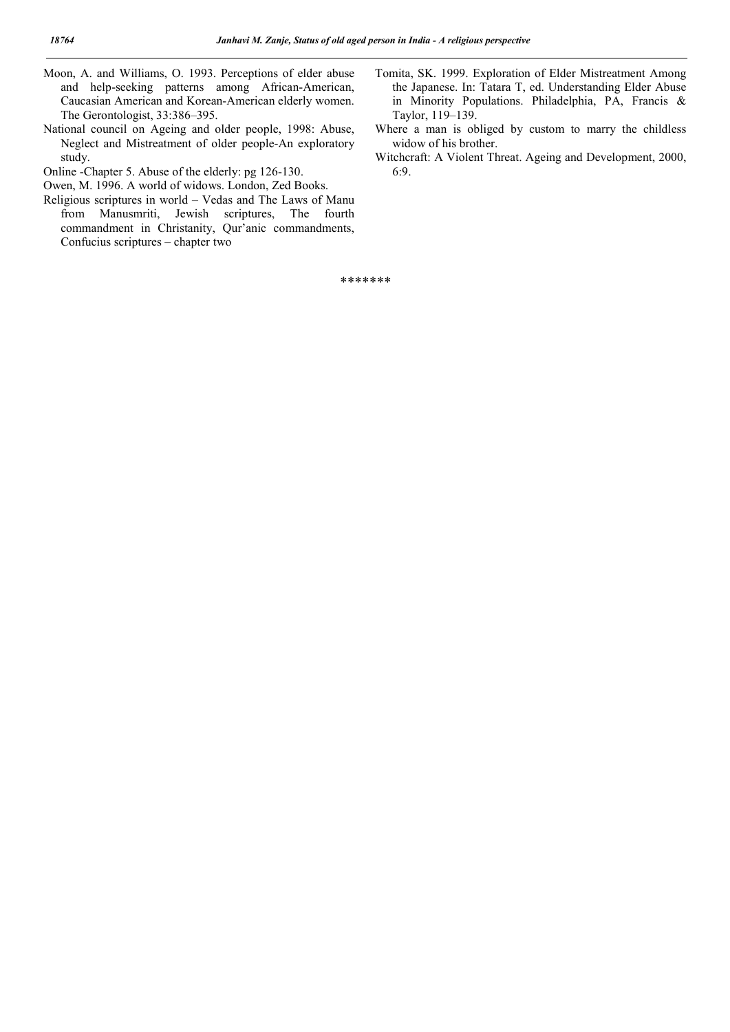Moon, A. and Williams, O. 1993. Perceptions of elder abuse and help-seeking patterns among African-American, Caucasian American and Korean-American elderly women. The Gerontologist, 33:386–395.

National council on Ageing and older people, 1998: Abuse, Neglect and Mistreatment of older people-An exploratory study.

Online -Chapter 5. Abuse of the elderly: pg 126-130.

Owen, M. 1996. A world of widows. London, Zed Books.

Religious scriptures in world – Vedas and The Laws of Manu from Manusmriti, Jewish scriptures, The fourth commandment in Christanity, Qur'anic commandments, Confucius scriptures – chapter two

Tomita, SK. 1999. Exploration of Elder Mistreatment Among the Japanese. In: Tatara T, ed. Understanding Elder Abuse in Minority Populations. Philadelphia, PA, Francis & Taylor, 119–139.

Where a man is obliged by custom to marry the childless widow of his brother.

Witchcraft: A Violent Threat. Ageing and Development, 2000, 6:9.

*******